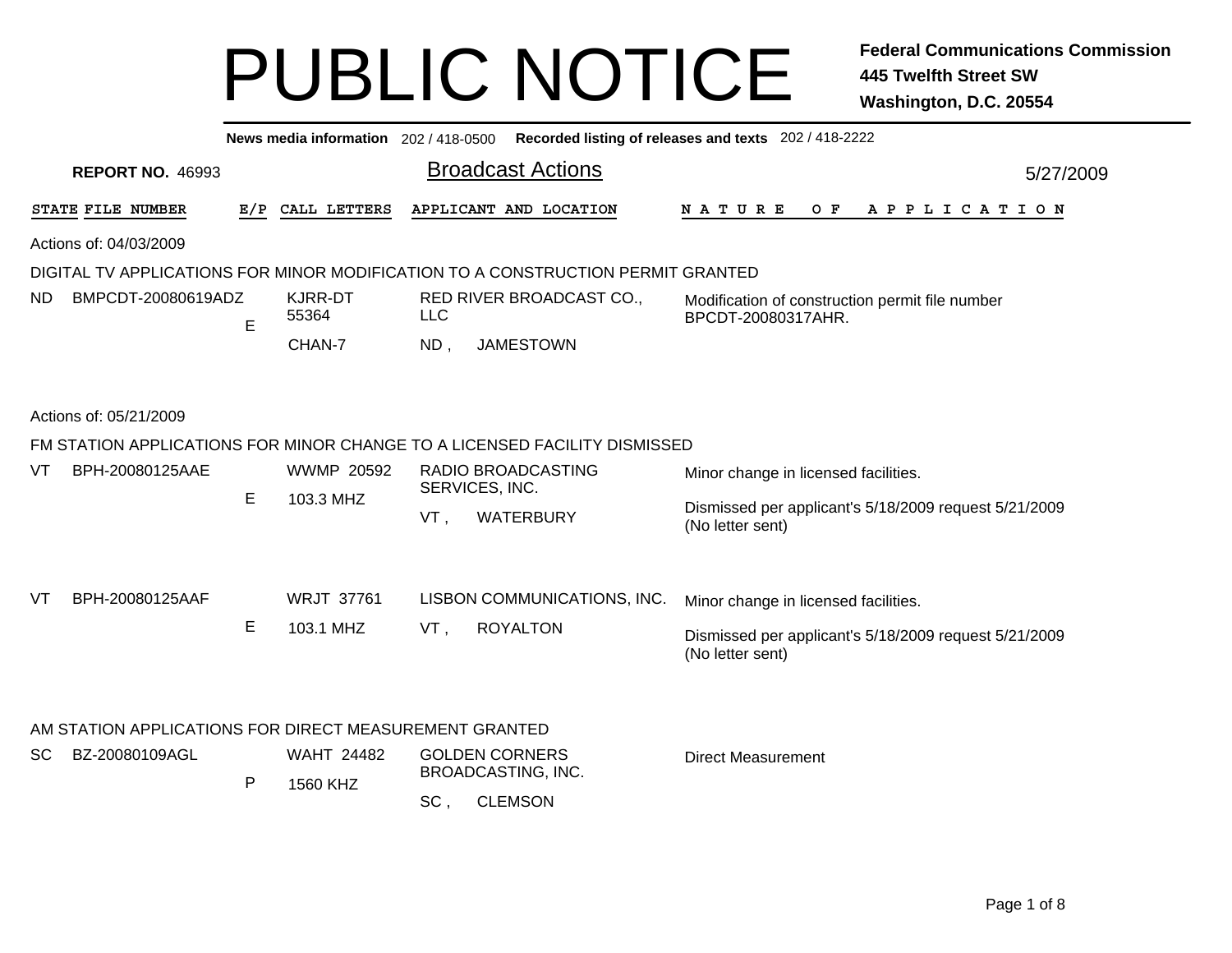# PUBLIC NOTICE

**Federal Communications Commission**
**445 Twelfth Street SW**
**Washington, D.C. 20554**

**News media information** 202 / 418-0500 **Recorded listing of releases and texts** 202 / 418-2222

**REPORT NO.** 46993

## Broadcast Actions

5/27/2009

| STATE | FILE NUMBER | E/P | CALL LETTERS | APPLICANT AND LOCATION | NATURE OF APPLICATION |
|---|---|---|---|---|---|

Actions of: 04/03/2009

DIGITAL TV APPLICATIONS FOR MINOR MODIFICATION TO A CONSTRUCTION PERMIT GRANTED

| STATE | FILE NUMBER | E/P | CALL LETTERS | APPLICANT AND LOCATION | NATURE OF APPLICATION |
|---|---|---|---|---|---|
| ND | BMPCDT-20080619ADZ | E | KJRR-DT 55364 CHAN-7 | RED RIVER BROADCAST CO., LLC ND , JAMESTOWN | Modification of construction permit file number BPCDT-20080317AHR. |

Actions of: 05/21/2009

FM STATION APPLICATIONS FOR MINOR CHANGE TO A LICENSED FACILITY DISMISSED

| STATE | FILE NUMBER | E/P | CALL LETTERS | APPLICANT AND LOCATION | NATURE OF APPLICATION |
|---|---|---|---|---|---|
| VT | BPH-20080125AAE | E | WWMP 20592 103.3 MHZ | RADIO BROADCASTING SERVICES, INC. VT , WATERBURY | Minor change in licensed facilities. Dismissed per applicant's 5/18/2009 request 5/21/2009 (No letter sent) |
| VT | BPH-20080125AAF | E | WRJT 37761 103.1 MHZ | LISBON COMMUNICATIONS, INC. VT , ROYALTON | Minor change in licensed facilities. Dismissed per applicant's 5/18/2009 request 5/21/2009 (No letter sent) |

AM STATION APPLICATIONS FOR DIRECT MEASUREMENT GRANTED

| STATE | FILE NUMBER | E/P | CALL LETTERS | APPLICANT AND LOCATION | NATURE OF APPLICATION |
|---|---|---|---|---|---|
| SC | BZ-20080109AGL | P | WAHT 24482 1560 KHZ | GOLDEN CORNERS BROADCASTING, INC. SC , CLEMSON | Direct Measurement |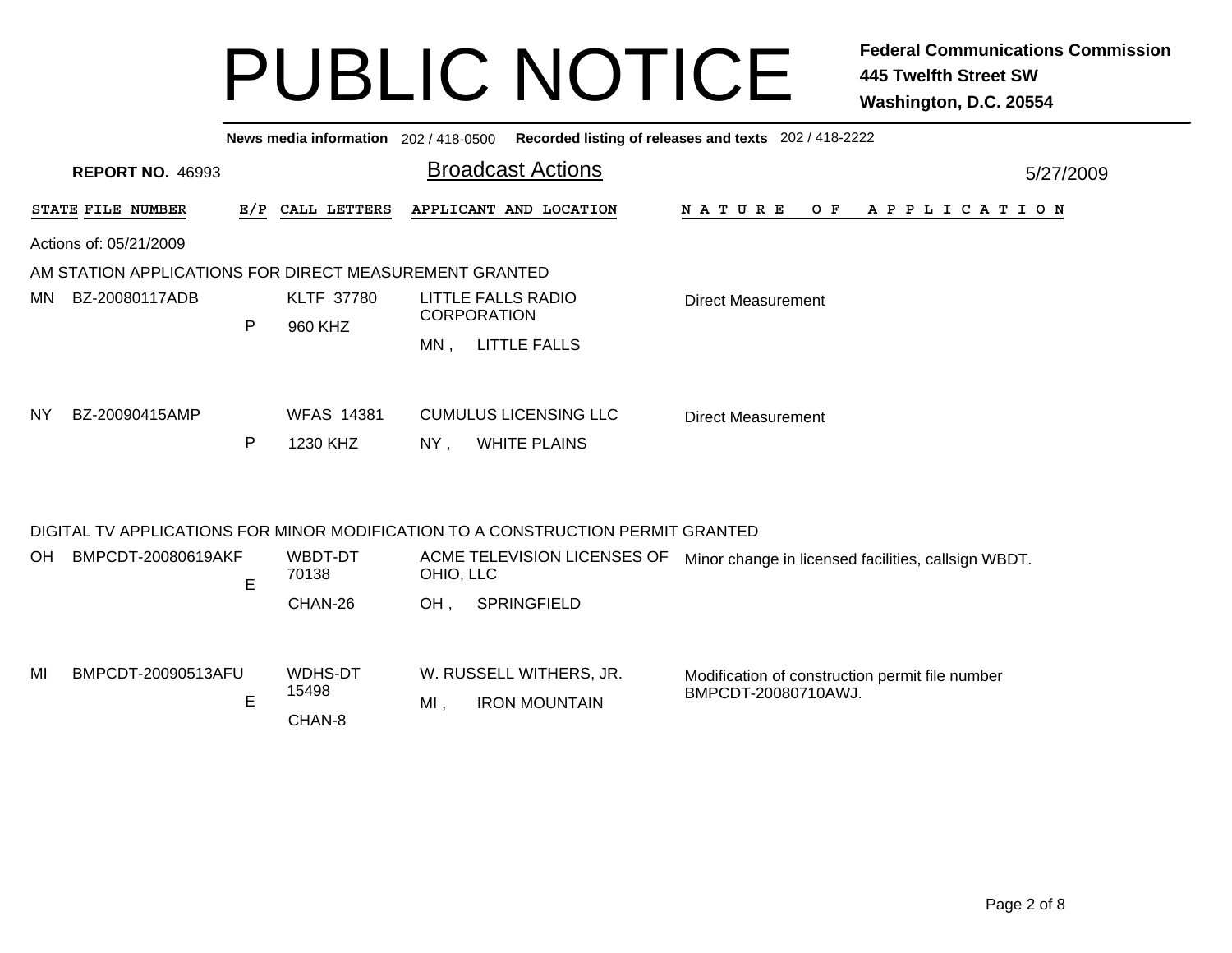# PUBLIC NOTICE

**Federal Communications Commission**
**445 Twelfth Street SW**
**Washington, D.C. 20554**

**News media information** 202 / 418-0500 **Recorded listing of releases and texts** 202 / 418-2222

**REPORT NO.** 46993

## Broadcast Actions

5/27/2009

| STATE | FILE NUMBER | E/P | CALL LETTERS | APPLICANT AND LOCATION | NATURE OF APPLICATION |
|---|---|---|---|---|---|

Actions of: 05/21/2009

### AM STATION APPLICATIONS FOR DIRECT MEASUREMENT GRANTED

| STATE | FILE NUMBER | E/P | CALL LETTERS | APPLICANT AND LOCATION | NATURE OF APPLICATION |
|---|---|---|---|---|---|
| MN | BZ-20080117ADB | P | KLTF 37780<br>960 KHZ | LITTLE FALLS RADIO CORPORATION<br>MN , LITTLE FALLS | Direct Measurement |
| NY | BZ-20090415AMP | P | WFAS 14381<br>1230 KHZ | CUMULUS LICENSING LLC<br>NY , WHITE PLAINS | Direct Measurement |

### DIGITAL TV APPLICATIONS FOR MINOR MODIFICATION TO A CONSTRUCTION PERMIT GRANTED

| STATE | FILE NUMBER | E/P | CALL LETTERS | APPLICANT AND LOCATION | NATURE OF APPLICATION |
|---|---|---|---|---|---|
| OH | BMPCDT-20080619AKF | E | WBDT-DT 70138<br>CHAN-26 | ACME TELEVISION LICENSES OF OHIO, LLC<br>OH , SPRINGFIELD | Minor change in licensed facilities, callsign WBDT. |
| MI | BMPCDT-20090513AFU | E | WDHS-DT 15498<br>CHAN-8 | W. RUSSELL WITHERS, JR.<br>MI , IRON MOUNTAIN | Modification of construction permit file number BMPCDT-20080710AWJ. |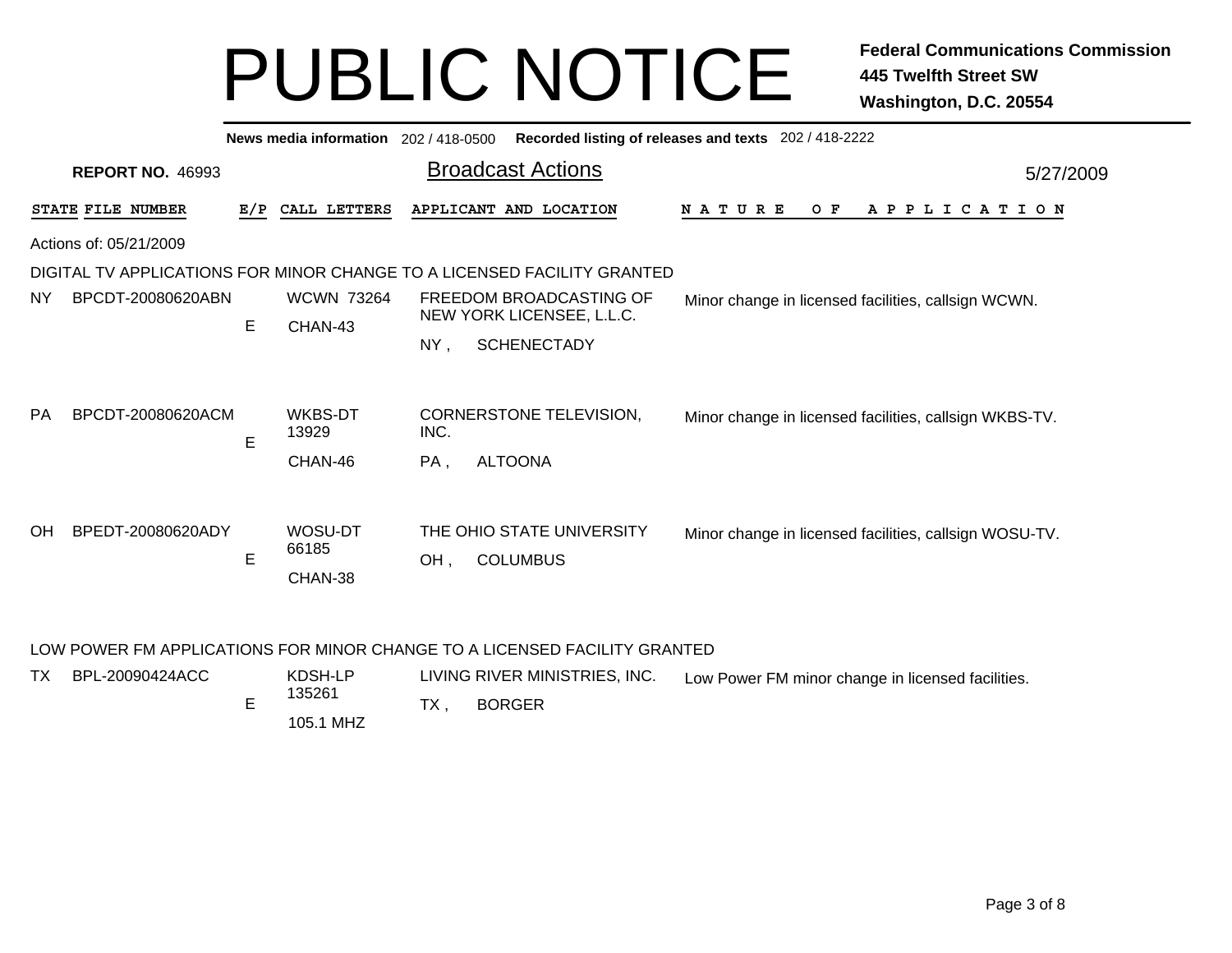# PUBLIC NOTICE

**Federal Communications Commission**
**445 Twelfth Street SW**
**Washington, D.C. 20554**

**News media information** 202 / 418-0500 **Recorded listing of releases and texts** 202 / 418-2222

**REPORT NO.** 46993

## Broadcast Actions

5/27/2009

| STATE | FILE NUMBER | E/P | CALL LETTERS | APPLICANT AND LOCATION | NATURE OF APPLICATION |
|---|---|---|---|---|---|

Actions of: 05/21/2009

DIGITAL TV APPLICATIONS FOR MINOR CHANGE TO A LICENSED FACILITY GRANTED

| STATE | FILE NUMBER | E/P | CALL LETTERS | APPLICANT AND LOCATION | NATURE OF APPLICATION |
|---|---|---|---|---|---|
| NY | BPCDT-20080620ABN | E | WCWN 73264 CHAN-43 | FREEDOM BROADCASTING OF NEW YORK LICENSEE, L.L.C. NY , SCHENECTADY | Minor change in licensed facilities, callsign WCWN. |
| PA | BPCDT-20080620ACM | E | WKBS-DT 13929 CHAN-46 | CORNERSTONE TELEVISION, INC. PA , ALTOONA | Minor change in licensed facilities, callsign WKBS-TV. |
| OH | BPEDT-20080620ADY | E | WOSU-DT 66185 CHAN-38 | THE OHIO STATE UNIVERSITY OH , COLUMBUS | Minor change in licensed facilities, callsign WOSU-TV. |

LOW POWER FM APPLICATIONS FOR MINOR CHANGE TO A LICENSED FACILITY GRANTED

| STATE | FILE NUMBER | E/P | CALL LETTERS | APPLICANT AND LOCATION | NATURE OF APPLICATION |
|---|---|---|---|---|---|
| TX | BPL-20090424ACC | E | KDSH-LP 135261 105.1 MHZ | LIVING RIVER MINISTRIES, INC. TX , BORGER | Low Power FM minor change in licensed facilities. |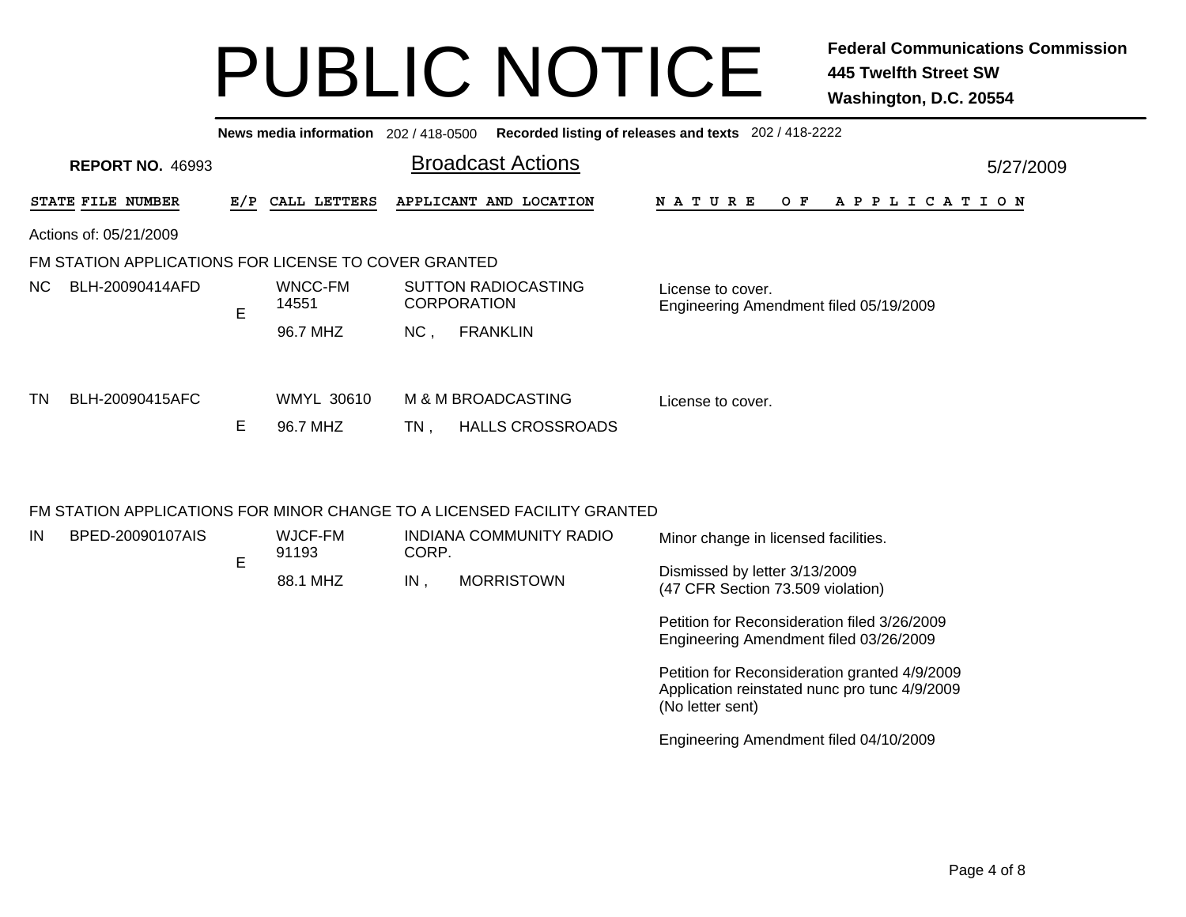# PUBLIC NOTICE

**Federal Communications Commission**
**445 Twelfth Street SW**
**Washington, D.C. 20554**

**News media information** 202 / 418-0500 **Recorded listing of releases and texts** 202 / 418-2222

**REPORT NO.** 46993

## Broadcast Actions

5/27/2009

| STATE | FILE NUMBER | E/P | CALL LETTERS | APPLICANT AND LOCATION | NATURE OF APPLICATION |
|---|---|---|---|---|---|

Actions of: 05/21/2009

### FM STATION APPLICATIONS FOR LICENSE TO COVER GRANTED

| STATE | FILE NUMBER | E/P | CALL LETTERS | APPLICANT AND LOCATION | NATURE OF APPLICATION |
|---|---|---|---|---|---|
| NC | BLH-20090414AFD | E | WNCC-FM 14551 96.7 MHZ | SUTTON RADIOCASTING CORPORATION NC , FRANKLIN | License to cover. Engineering Amendment filed 05/19/2009 |
| TN | BLH-20090415AFC | E | WMYL 30610 96.7 MHZ | M & M BROADCASTING TN , HALLS CROSSROADS | License to cover. |

### FM STATION APPLICATIONS FOR MINOR CHANGE TO A LICENSED FACILITY GRANTED

| STATE | FILE NUMBER | E/P | CALL LETTERS | APPLICANT AND LOCATION | NATURE OF APPLICATION |
|---|---|---|---|---|---|
| IN | BPED-20090107AIS | E | WJCF-FM 91193 88.1 MHZ | INDIANA COMMUNITY RADIO CORP. IN , MORRISTOWN | Minor change in licensed facilities.<br><br>Dismissed by letter 3/13/2009 (47 CFR Section 73.509 violation)<br><br>Petition for Reconsideration filed 3/26/2009 Engineering Amendment filed 03/26/2009<br><br>Petition for Reconsideration granted 4/9/2009 Application reinstated nunc pro tunc 4/9/2009 (No letter sent)<br><br>Engineering Amendment filed 04/10/2009 |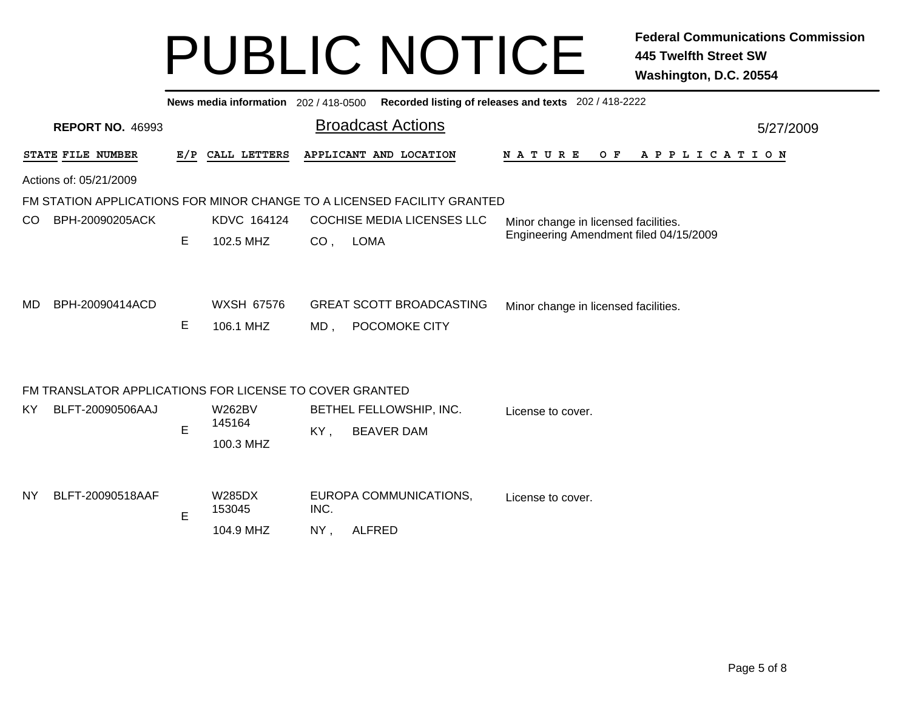# PUBLIC NOTICE

**Federal Communications Commission**
**445 Twelfth Street SW**
**Washington, D.C. 20554**

**News media information** 202 / 418-0500 **Recorded listing of releases and texts** 202 / 418-2222

**REPORT NO.** 46993

## Broadcast Actions

5/27/2009

Actions of: 05/21/2009

### FM STATION APPLICATIONS FOR MINOR CHANGE TO A LICENSED FACILITY GRANTED

| STATE | FILE NUMBER | E/P | CALL LETTERS | APPLICANT AND LOCATION | NATURE OF APPLICATION |
|---|---|---|---|---|---|
| CO | BPH-20090205ACK | E | KDVC 164124<br>102.5 MHZ | COCHISE MEDIA LICENSES LLC<br>CO , LOMA | Minor change in licensed facilities.<br>Engineering Amendment filed 04/15/2009 |
| MD | BPH-20090414ACD | E | WXSH 67576<br>106.1 MHZ | GREAT SCOTT BROADCASTING<br>MD , POCOMOKE CITY | Minor change in licensed facilities. |

### FM TRANSLATOR APPLICATIONS FOR LICENSE TO COVER GRANTED

| STATE | FILE NUMBER | E/P | CALL LETTERS | APPLICANT AND LOCATION | NATURE OF APPLICATION |
|---|---|---|---|---|---|
| KY | BLFT-20090506AAJ | E | W262BV 145164<br>100.3 MHZ | BETHEL FELLOWSHIP, INC.<br>KY , BEAVER DAM | License to cover. |
| NY | BLFT-20090518AAF | E | W285DX 153045<br>104.9 MHZ | EUROPA COMMUNICATIONS, INC.<br>NY , ALFRED | License to cover. |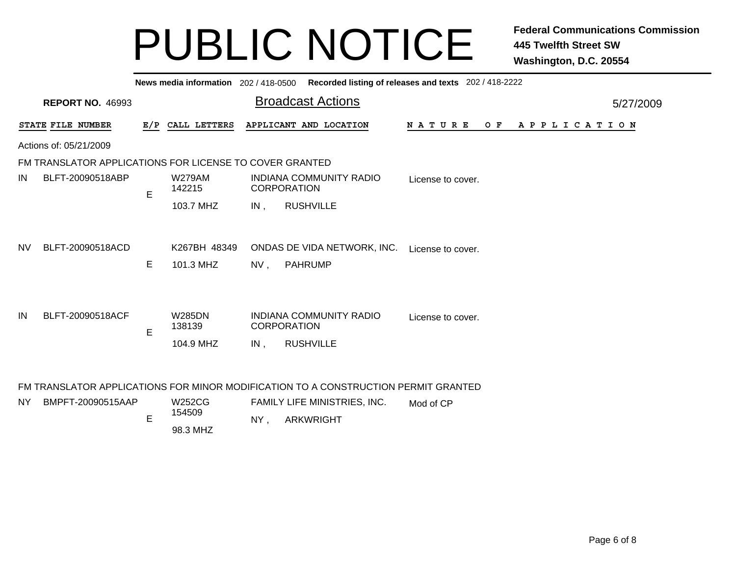# PUBLIC NOTICE

**Federal Communications Commission**
**445 Twelfth Street SW**
**Washington, D.C. 20554**

**News media information** 202 / 418-0500 **Recorded listing of releases and texts** 202 / 418-2222

**REPORT NO.** 46993

## Broadcast Actions

5/27/2009

Actions of: 05/21/2009

### FM TRANSLATOR APPLICATIONS FOR LICENSE TO COVER GRANTED

| STATE | FILE NUMBER | E/P | CALL LETTERS | APPLICANT AND LOCATION | NATURE OF APPLICATION |
|---|---|---|---|---|---|
| IN | BLFT-20090518ABP | E | W279AM 142215 103.7 MHZ | INDIANA COMMUNITY RADIO CORPORATION IN , RUSHVILLE | License to cover. |
| NV | BLFT-20090518ACD | E | K267BH 48349 101.3 MHZ | ONDAS DE VIDA NETWORK, INC. NV , PAHRUMP | License to cover. |
| IN | BLFT-20090518ACF | E | W285DN 138139 104.9 MHZ | INDIANA COMMUNITY RADIO CORPORATION IN , RUSHVILLE | License to cover. |

### FM TRANSLATOR APPLICATIONS FOR MINOR MODIFICATION TO A CONSTRUCTION PERMIT GRANTED

| STATE | FILE NUMBER | E/P | CALL LETTERS | APPLICANT AND LOCATION | NATURE OF APPLICATION |
|---|---|---|---|---|---|
| NY | BMPFT-20090515AAP | E | W252CG 154509 98.3 MHZ | FAMILY LIFE MINISTRIES, INC. NY , ARKWRIGHT | Mod of CP |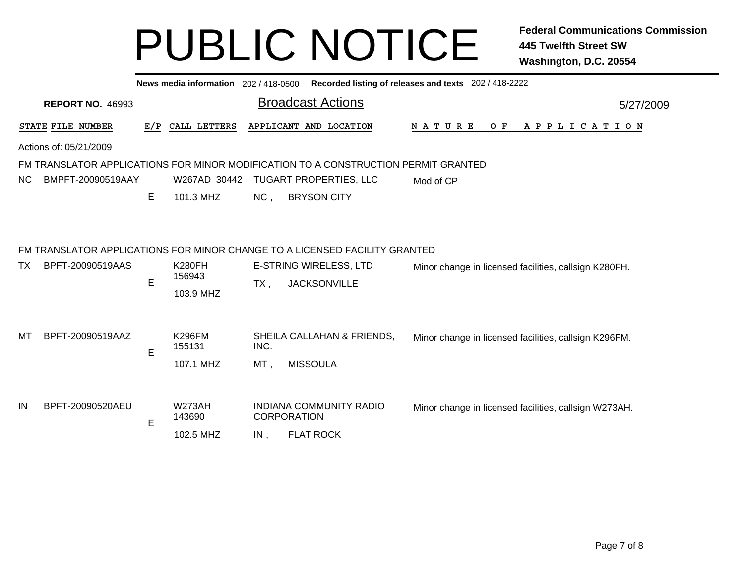# PUBLIC NOTICE

**Federal Communications Commission**
**445 Twelfth Street SW**
**Washington, D.C. 20554**

**News media information** 202 / 418-0500 **Recorded listing of releases and texts** 202 / 418-2222

**REPORT NO.** 46993

## Broadcast Actions

5/27/2009

| STATE | FILE NUMBER | E/P | CALL LETTERS | APPLICANT AND LOCATION | NATURE OF APPLICATION |
|---|---|---|---|---|---|

Actions of: 05/21/2009

### FM TRANSLATOR APPLICATIONS FOR MINOR MODIFICATION TO A CONSTRUCTION PERMIT GRANTED

| STATE | FILE NUMBER | E/P | CALL LETTERS | APPLICANT AND LOCATION | NATURE OF APPLICATION |
|---|---|---|---|---|---|
| NC | BMPFT-20090519AAY | E | W267AD 30442 101.3 MHZ | TUGART PROPERTIES, LLC NC , BRYSON CITY | Mod of CP |

### FM TRANSLATOR APPLICATIONS FOR MINOR CHANGE TO A LICENSED FACILITY GRANTED

| STATE | FILE NUMBER | E/P | CALL LETTERS | APPLICANT AND LOCATION | NATURE OF APPLICATION |
|---|---|---|---|---|---|
| TX | BPFT-20090519AAS | E | K280FH 156943 103.9 MHZ | E-STRING WIRELESS, LTD TX , JACKSONVILLE | Minor change in licensed facilities, callsign K280FH. |
| MT | BPFT-20090519AAZ | E | K296FM 155131 107.1 MHZ | SHEILA CALLAHAN & FRIENDS, INC. MT , MISSOULA | Minor change in licensed facilities, callsign K296FM. |
| IN | BPFT-20090520AEU | E | W273AH 143690 102.5 MHZ | INDIANA COMMUNITY RADIO CORPORATION IN , FLAT ROCK | Minor change in licensed facilities, callsign W273AH. |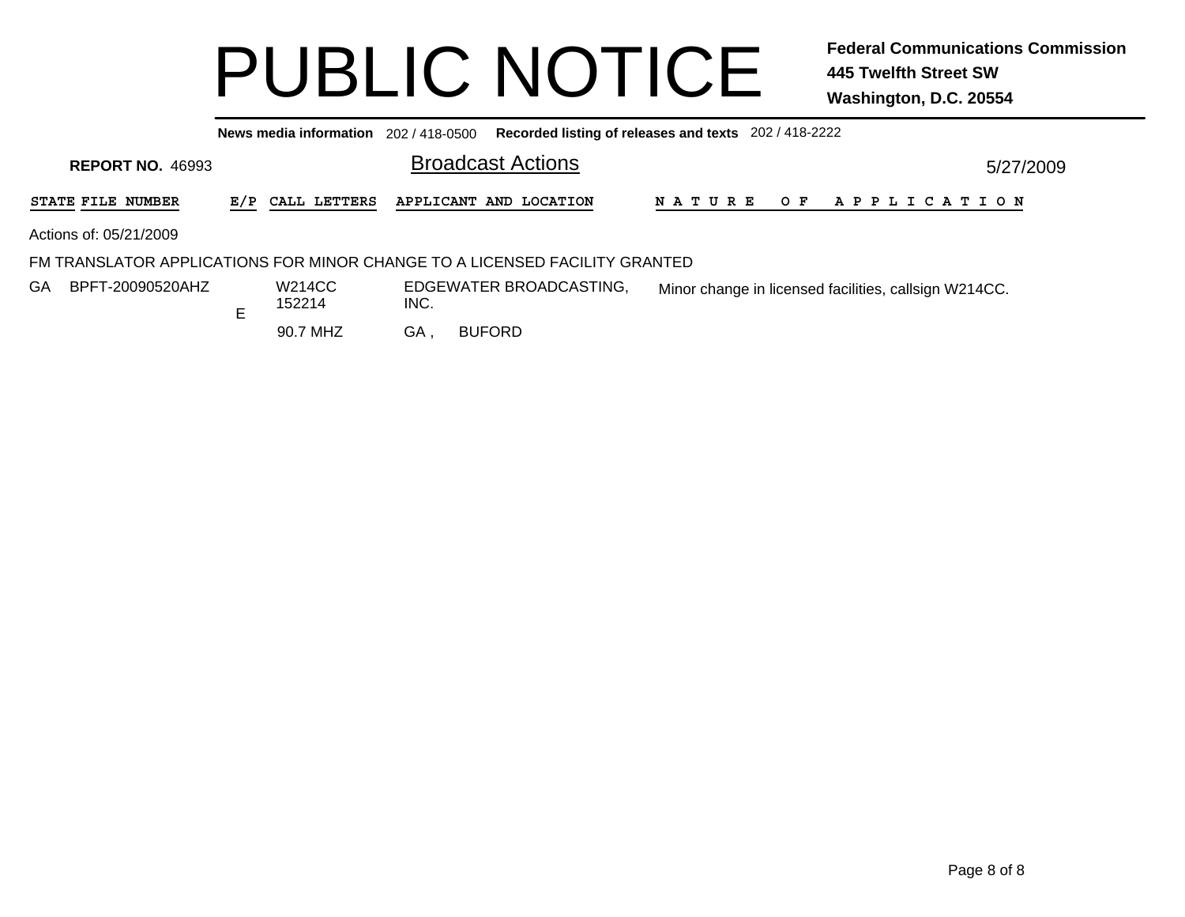# PUBLIC NOTICE

**Federal Communications Commission**
**445 Twelfth Street SW**
**Washington, D.C. 20554**

**News media information** 202 / 418-0500 **Recorded listing of releases and texts** 202 / 418-2222

**REPORT NO.** 46993

## Broadcast Actions

5/27/2009

| STATE | FILE NUMBER | E/P | CALL LETTERS | APPLICANT AND LOCATION | NATURE OF APPLICATION |
|---|---|---|---|---|---|

Actions of: 05/21/2009

FM TRANSLATOR APPLICATIONS FOR MINOR CHANGE TO A LICENSED FACILITY GRANTED

| STATE | FILE NUMBER | E/P | CALL LETTERS | APPLICANT AND LOCATION | NATURE OF APPLICATION |
|---|---|---|---|---|---|
| GA | BPFT-20090520AHZ | E | W214CC 152214 90.7 MHZ | EDGEWATER BROADCASTING, INC. GA , BUFORD | Minor change in licensed facilities, callsign W214CC. |